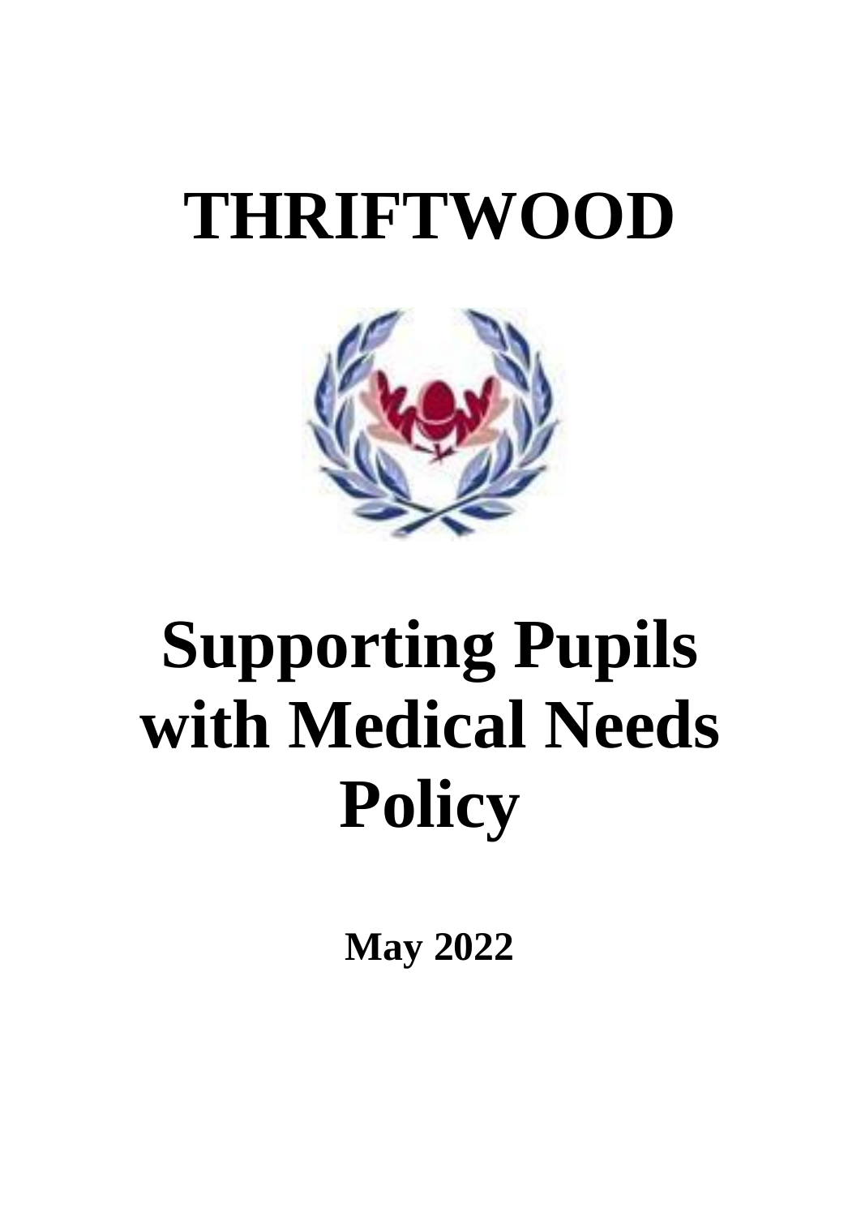# THRIFTWOOD

# Supporting Pupils with Medical Needs Policy

**May 2022**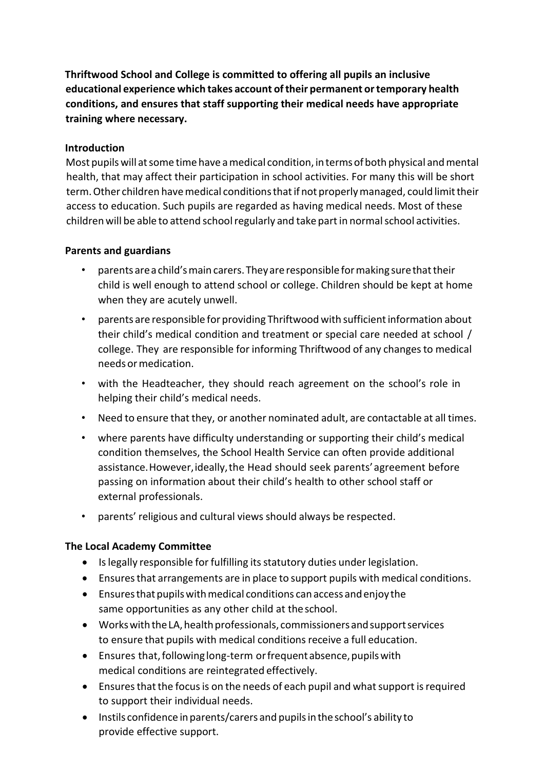**Thriftwood School and College is committed to offering all pupils an inclusive educational experience which takes account of their permanent or temporary health conditions, and ensures that staff supporting their medical needs have appropriate training where necessary.**

## Introduction

Most pupils will at some time have a medical condition, in terms of both physical and mental health, that may affect their participation in school activities. For many this will be short term. Other children have medical conditions that if not properly managed, could limit their access to education. Such pupils are regarded as having medical needs. Most of these children will be able to attend school regularly and take part in normal school activities.

## Parents and guardians

- parents are a child's main carers. They are responsible for making sure that their child is well enough to attend school or college. Children should be kept at home when they are acutely unwell.
- parents are responsible for providing Thriftwood with sufficient information about their child's medical condition and treatment or special care needed at school / college. They are responsible for informing Thriftwood of any changes to medical needs or medication.
- with the Headteacher, they should reach agreement on the school's role in helping their child's medical needs.
- Need to ensure that they, or another nominated adult, are contactable at all times.
- where parents have difficulty understanding or supporting their child's medical condition themselves, the School Health Service can often provide additional assistance. However, ideally, the Head should seek parents' agreement before passing on information about their child's health to other school staff or external professionals.
- parents' religious and cultural views should always be respected.

## The Local Academy Committee

- Is legally responsible for fulfilling its statutory duties under legislation.
- Ensures that arrangements are in place to support pupils with medical conditions.
- Ensures that pupils with medical conditions can access and enjoy the same opportunities as any other child at the school.
- Works with the LA, health professionals, commissioners and support services to ensure that pupils with medical conditions receive a full education.
- Ensures that, following long-term or frequent absence, pupils with medical conditions are reintegrated effectively.
- Ensures that the focus is on the needs of each pupil and what support is required to support their individual needs.
- Instils confidence in parents/carers and pupils in the school's ability to provide effective support.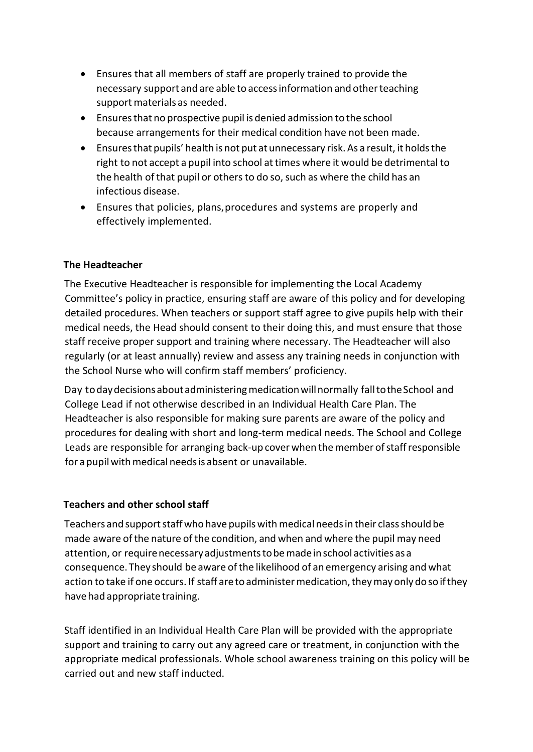- Ensures that all members of staff are properly trained to provide the necessary support and are able to access information and other teaching support materials as needed.
- Ensures that no prospective pupil is denied admission to the school because arrangements for their medical condition have not been made.
- Ensures that pupils' health is not put at unnecessary risk. As a result, it holds the right to not accept a pupil into school at times where it would be detrimental to the health of that pupil or others to do so, such as where the child has an infectious disease.
- Ensures that policies, plans, procedures and systems are properly and effectively implemented.

**The Headteacher**

The Executive Headteacher is responsible for implementing the Local Academy Committee's policy in practice, ensuring staff are aware of this policy and for developing detailed procedures. When teachers or support staff agree to give pupils help with their medical needs, the Head should consent to their doing this, and must ensure that those staff receive proper support and training where necessary. The Headteacher will also regularly (or at least annually) review and assess any training needs in conjunction with the School Nurse who will confirm staff members' proficiency.

Day to day decisions about administering medication will normally fall to the School and College Lead if not otherwise described in an Individual Health Care Plan. The Headteacher is also responsible for making sure parents are aware of the policy and procedures for dealing with short and long-term medical needs. The School and College Leads are responsible for arranging back-up cover when the member of staff responsible for a pupil with medical needs is absent or unavailable.

**Teachers and other school staff**

Teachers and support staff who have pupils with medical needs in their class should be made aware of the nature of the condition, and when and where the pupil may need attention, or require necessary adjustments to be made in school activities as a consequence. They should be aware of the likelihood of an emergency arising and what action to take if one occurs. If staff are to administer medication, they may only do so if they have had appropriate training.

Staff identified in an Individual Health Care Plan will be provided with the appropriate support and training to carry out any agreed care or treatment, in conjunction with the appropriate medical professionals. Whole school awareness training on this policy will be carried out and new staff inducted.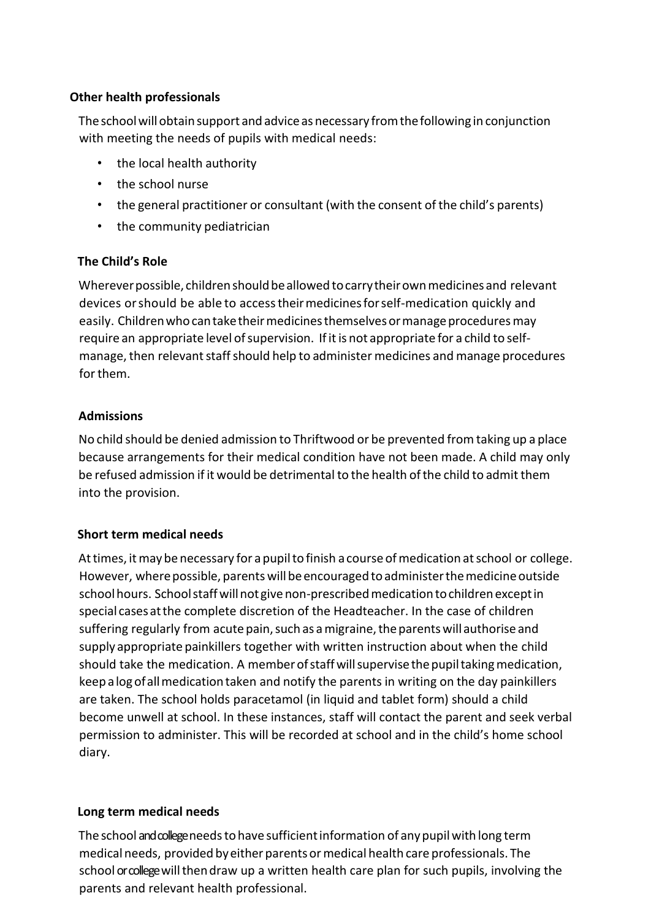**Other health professionals**

The school will obtain support and advice as necessary from the following in conjunction with meeting the needs of pupils with medical needs:

- the local health authority
- the school nurse
- the general practitioner or consultant (with the consent of the child's parents)
- the community pediatrician

**The Child's Role**

Wherever possible, children should be allowed to carry their own medicines and relevant devices or should be able to access their medicines for self-medication quickly and easily. Children who can take their medicines themselves or manage procedures may require an appropriate level of supervision. If it is not appropriate for a child to self-manage, then relevant staff should help to administer medicines and manage procedures for them.

**Admissions**

No child should be denied admission to Thriftwood or be prevented from taking up a place because arrangements for their medical condition have not been made. A child may only be refused admission if it would be detrimental to the health of the child to admit them into the provision.

**Short term medical needs**

At times, it may be necessary for a pupil to finish a course of medication at school or college. However, where possible, parents will be encouraged to administer the medicine outside school hours. School staff will not give non-prescribed medication to children except in special cases at the complete discretion of the Headteacher. In the case of children suffering regularly from acute pain, such as a migraine, the parents will authorise and supply appropriate painkillers together with written instruction about when the child should take the medication. A member of staff will supervise the pupil taking medication, keep a log of all medication taken and notify the parents in writing on the day painkillers are taken. The school holds paracetamol (in liquid and tablet form) should a child become unwell at school. In these instances, staff will contact the parent and seek verbal permission to administer. This will be recorded at school and in the child's home school diary.

**Long term medical needs**

The school and college needs to have sufficient information of any pupil with long term medical needs, provided by either parents or medical health care professionals. The school or college will then draw up a written health care plan for such pupils, involving the parents and relevant health professional.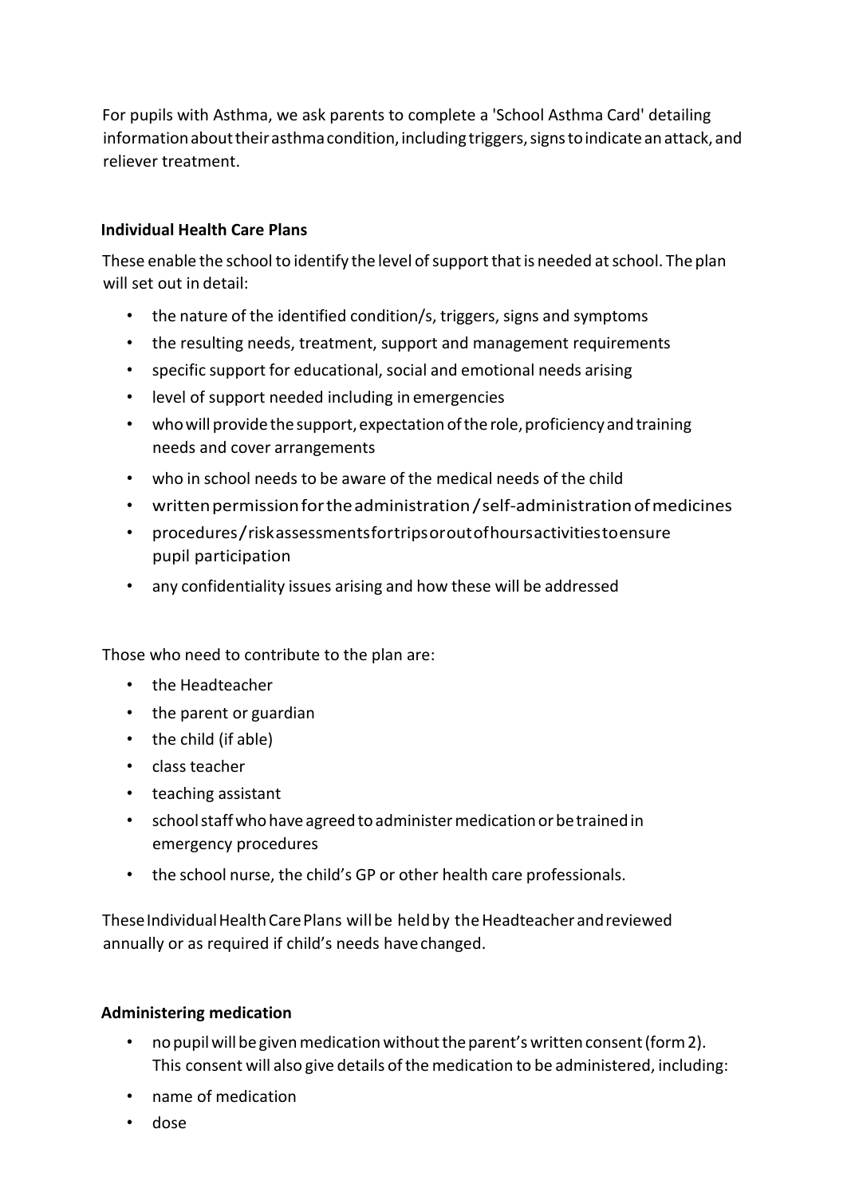For pupils with Asthma, we ask parents to complete a 'School Asthma Card' detailing information about their asthma condition, including triggers, signs to indicate an attack, and reliever treatment.

**Individual Health Care Plans**

These enable the school to identify the level of support that is needed at school. The plan will set out in detail:

- the nature of the identified condition/s, triggers, signs and symptoms
- the resulting needs, treatment, support and management requirements
- specific support for educational, social and emotional needs arising
- level of support needed including in emergencies
- who will provide the support, expectation of the role, proficiency and training needs and cover arrangements
- who in school needs to be aware of the medical needs of the child
- written permission for the administration / self-administration of medicines
- procedures/risk assessments for trips or out of hours activities to ensure pupil participation
- any confidentiality issues arising and how these will be addressed

Those who need to contribute to the plan are:

- the Headteacher
- the parent or guardian
- the child (if able)
- class teacher
- teaching assistant
- school staff who have agreed to administer medication or be trained in emergency procedures
- the school nurse, the child's GP or other health care professionals.

These Individual Health Care Plans will be held by the Headteacher and reviewed annually or as required if child's needs have changed.

**Administering medication**

- no pupil will be given medication without the parent's written consent (form 2). This consent will also give details of the medication to be administered, including:
- name of medication
- dose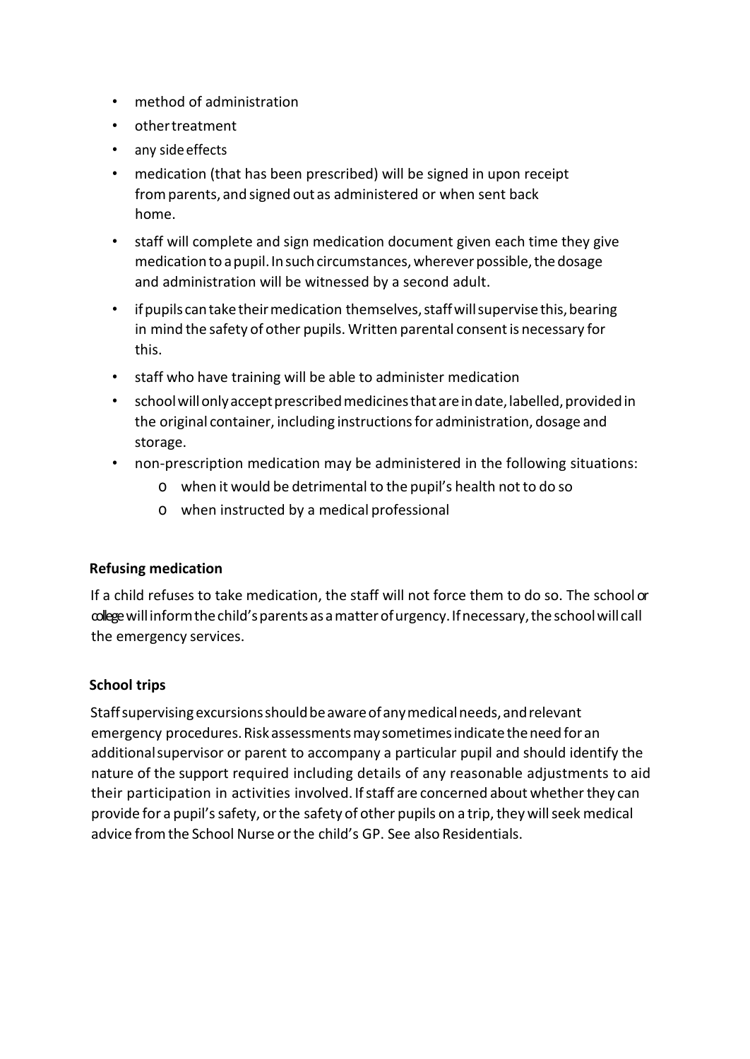- method of administration
- other treatment
- any side effects
- medication (that has been prescribed) will be signed in upon receipt from parents, and signed out as administered or when sent back home.
- staff will complete and sign medication document given each time they give medication to a pupil. In such circumstances, wherever possible, the dosage and administration will be witnessed by a second adult.
- if pupils can take their medication themselves, staff will supervise this, bearing in mind the safety of other pupils. Written parental consent is necessary for this.
- staff who have training will be able to administer medication
- school will only accept prescribed medicines that are in date, labelled, provided in the original container, including instructions for administration, dosage and storage.
- non-prescription medication may be administered in the following situations:
  - when it would be detrimental to the pupil's health not to do so
  - when instructed by a medical professional

**Refusing medication**

If a child refuses to take medication, the staff will not force them to do so. The school or college will inform the child's parents as a matter of urgency. If necessary, the school will call the emergency services.

**School trips**

Staff supervising excursions should be aware of any medical needs, and relevant emergency procedures. Risk assessments may sometimes indicate the need for an additional supervisor or parent to accompany a particular pupil and should identify the nature of the support required including details of any reasonable adjustments to aid their participation in activities involved. If staff are concerned about whether they can provide for a pupil's safety, or the safety of other pupils on a trip, they will seek medical advice from the School Nurse or the child's GP. See also Residentials.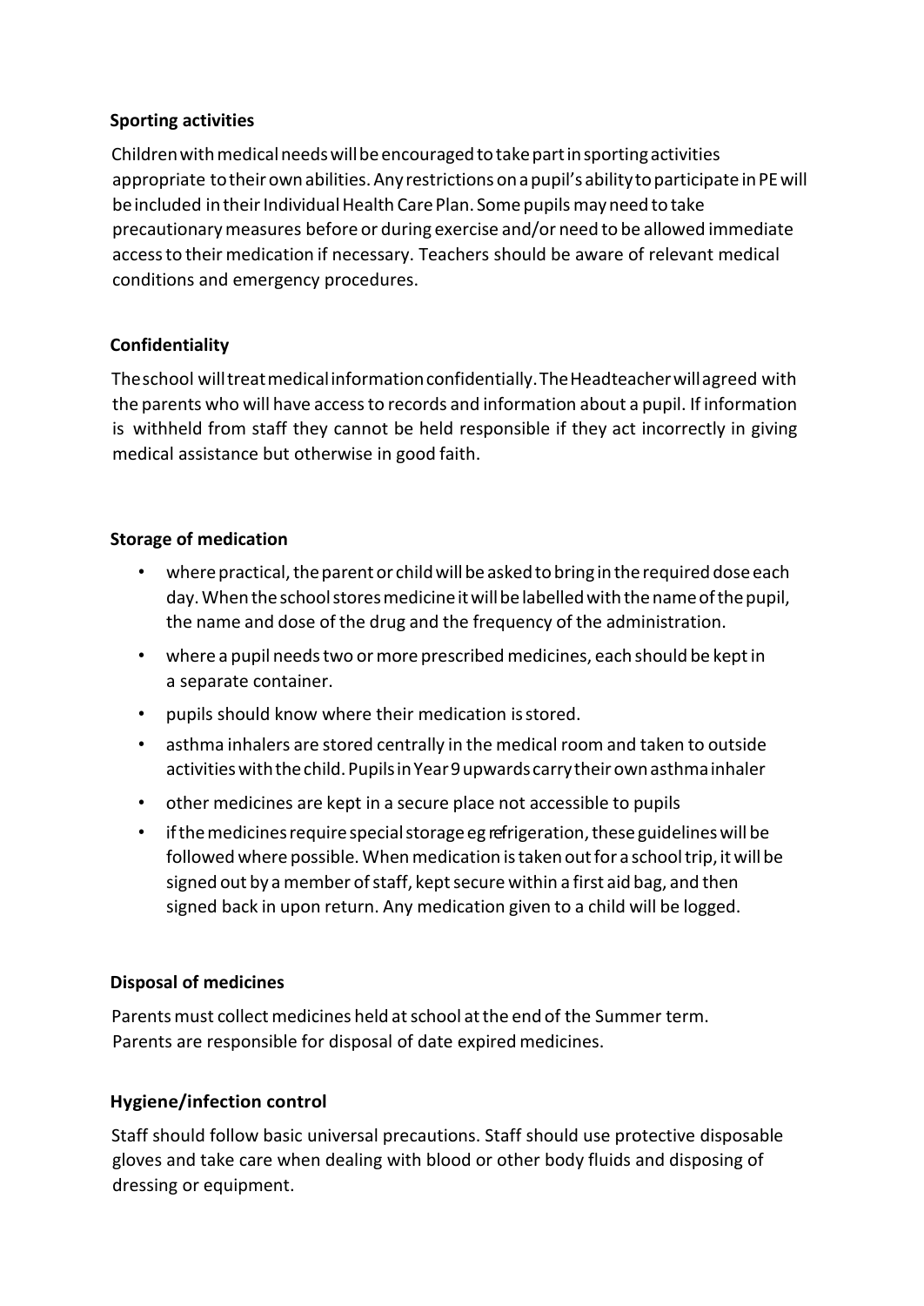**Sporting activities**

Children with medical needs will be encouraged to take part in sporting activities appropriate to their own abilities. Any restrictions on a pupil's ability to participate in PE will be included in their Individual Health Care Plan. Some pupils may need to take precautionary measures before or during exercise and/or need to be allowed immediate access to their medication if necessary. Teachers should be aware of relevant medical conditions and emergency procedures.

**Confidentiality**

The school will treat medical information confidentially. The Headteacher will agreed with the parents who will have access to records and information about a pupil. If information is withheld from staff they cannot be held responsible if they act incorrectly in giving medical assistance but otherwise in good faith.

**Storage of medication**

- where practical, the parent or child will be asked to bring in the required dose each day. When the school stores medicine it will be labelled with the name of the pupil, the name and dose of the drug and the frequency of the administration.
- where a pupil needs two or more prescribed medicines, each should be kept in a separate container.
- pupils should know where their medication is stored.
- asthma inhalers are stored centrally in the medical room and taken to outside activities with the child. Pupils in Year 9 upwards carry their own asthma inhaler
- other medicines are kept in a secure place not accessible to pupils
- if the medicines require special storage eg refrigeration, these guidelines will be followed where possible. When medication is taken out for a school trip, it will be signed out by a member of staff, kept secure within a first aid bag, and then signed back in upon return. Any medication given to a child will be logged.

**Disposal of medicines**

Parents must collect medicines held at school at the end of the Summer term. Parents are responsible for disposal of date expired medicines.

**Hygiene/infection control**

Staff should follow basic universal precautions. Staff should use protective disposable gloves and take care when dealing with blood or other body fluids and disposing of dressing or equipment.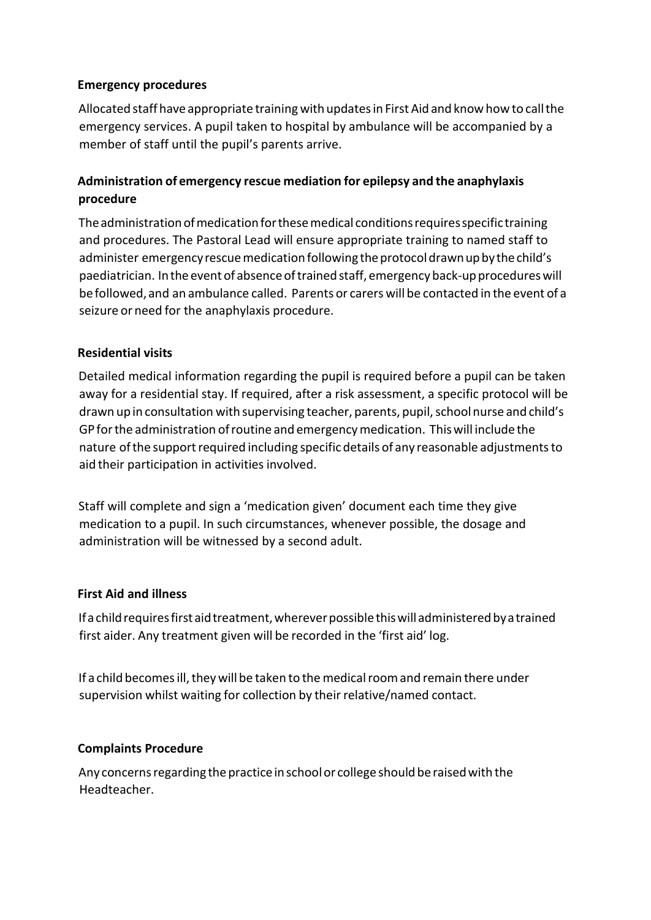**Emergency procedures**

Allocated staff have appropriate training with updates in First Aid and know how to call the emergency services. A pupil taken to hospital by ambulance will be accompanied by a member of staff until the pupil's parents arrive.

**Administration of emergency rescue mediation for epilepsy and the anaphylaxis procedure**

The administration of medication for these medical conditions requires specific training and procedures. The Pastoral Lead will ensure appropriate training to named staff to administer emergency rescue medication following the protocol drawn up by the child's paediatrician. In the event of absence of trained staff, emergency back-up procedures will be followed, and an ambulance called. Parents or carers will be contacted in the event of a seizure or need for the anaphylaxis procedure.

**Residential visits**

Detailed medical information regarding the pupil is required before a pupil can be taken away for a residential stay. If required, after a risk assessment, a specific protocol will be drawn up in consultation with supervising teacher, parents, pupil, school nurse and child's GP for the administration of routine and emergency medication. This will include the nature of the support required including specific details of any reasonable adjustments to aid their participation in activities involved.

Staff will complete and sign a 'medication given' document each time they give medication to a pupil. In such circumstances, whenever possible, the dosage and administration will be witnessed by a second adult.

**First Aid and illness**

If a child requires first aid treatment, wherever possible this will administered by a trained first aider. Any treatment given will be recorded in the 'first aid' log.

If a child becomes ill, they will be taken to the medical room and remain there under supervision whilst waiting for collection by their relative/named contact.

**Complaints Procedure**

Any concerns regarding the practice in school or college should be raised with the Headteacher.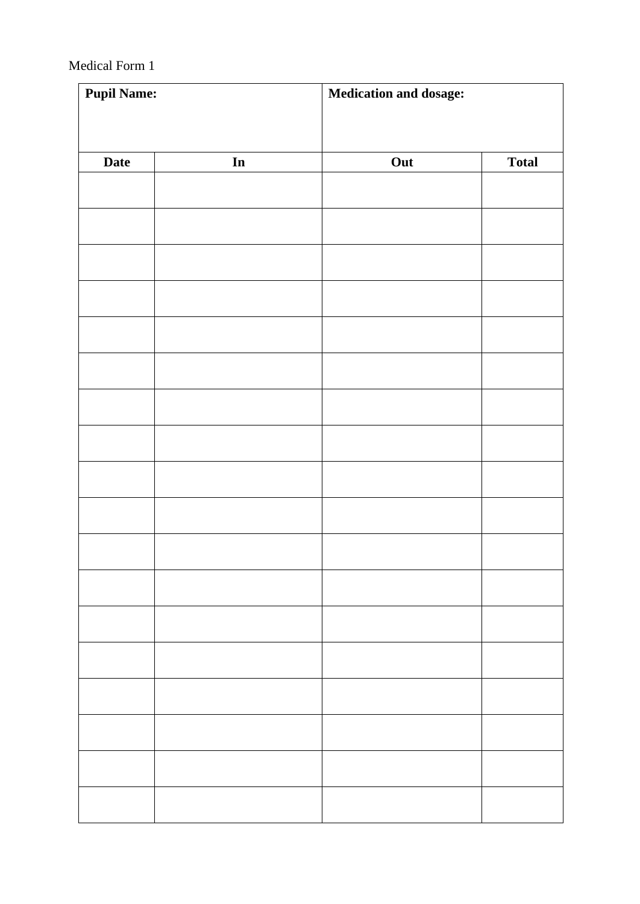Medical Form 1

| **Pupil Name:** | | **Medication and dosage:** | |
|---|---|---|---|
| **Date** | **In** | **Out** | **Total** |
| | | | |
| | | | |
| | | | |
| | | | |
| | | | |
| | | | |
| | | | |
| | | | |
| | | | |
| | | | |
| | | | |
| | | | |
| | | | |
| | | | |
| | | | |
| | | | |
| | | | |
| | | | |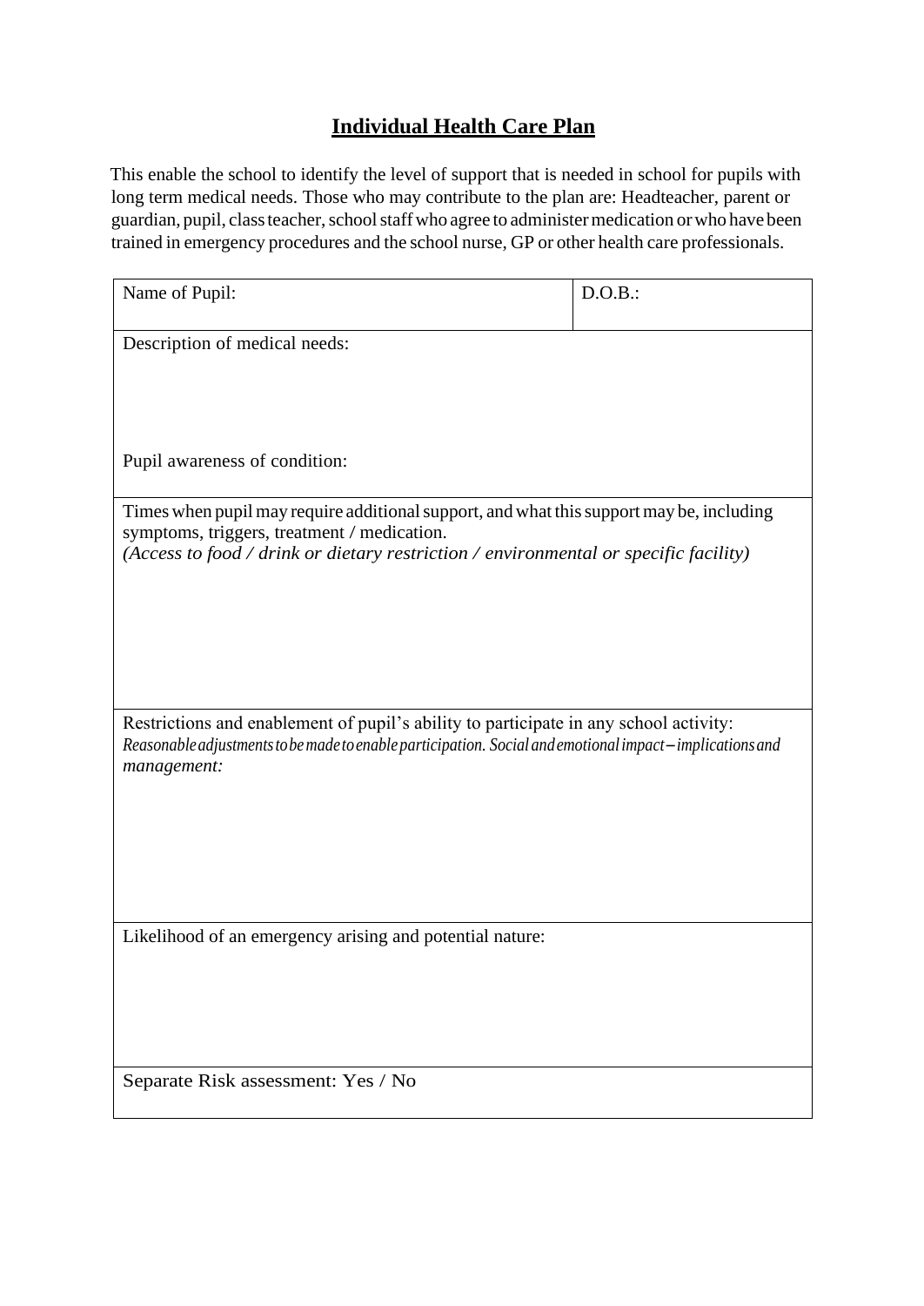# Individual Health Care Plan

This enable the school to identify the level of support that is needed in school for pupils with long term medical needs. Those who may contribute to the plan are: Headteacher, parent or guardian, pupil, class teacher, school staff who agree to administer medication or who have been trained in emergency procedures and the school nurse, GP or other health care professionals.

| Name of Pupil: | D.O.B.: |
|---|---|
| Description of medical needs:<br><br><br>Pupil awareness of condition: | |
| Times when pupil may require additional support, and what this support may be, including symptoms, triggers, treatment / medication.<br>*(Access to food / drink or dietary restriction / environmental or specific facility)* | |
| Restrictions and enablement of pupil's ability to participate in any school activity:<br>*Reasonable adjustments to be made to enable participation. Social and emotional impact – implications and management:* | |
| Likelihood of an emergency arising and potential nature: | |
| Separate Risk assessment: Yes / No | |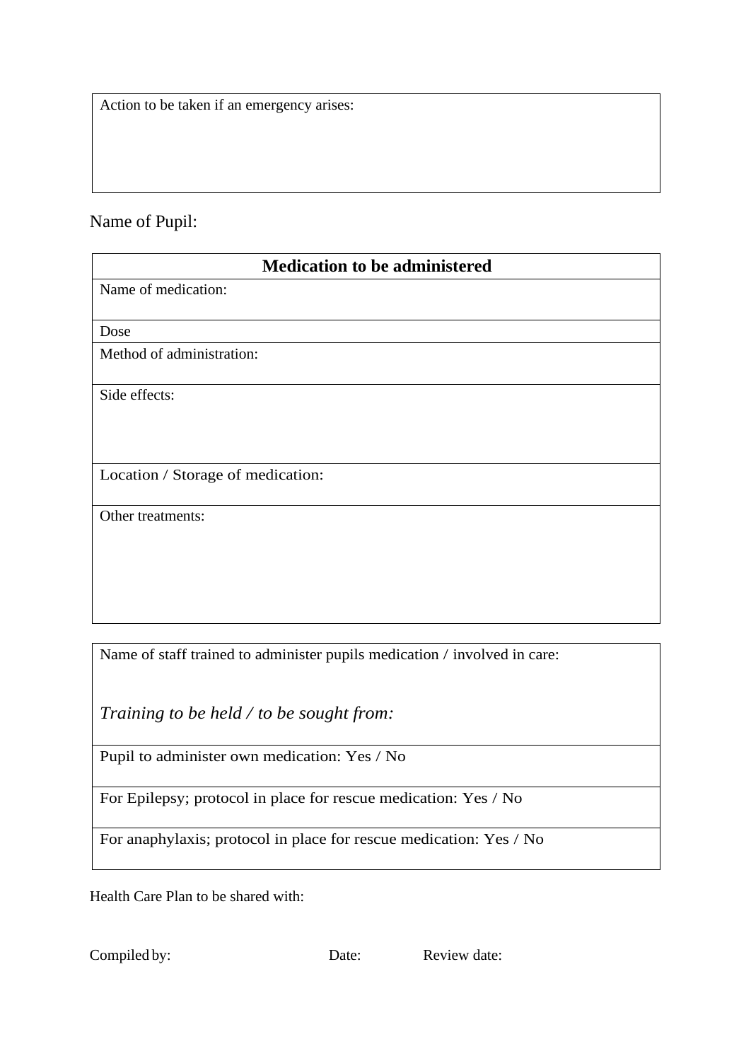| Action to be taken if an emergency arises: |
|---|

Name of Pupil:

| **Medication to be administered** |
|---|
| Name of medication: |
| Dose |
| Method of administration: |
| Side effects: |
| Location / Storage of medication: |
| Other treatments: |

| Name of staff trained to administer pupils medication / involved in care:<br><br>*Training to be held / to be sought from:* |
|---|
| Pupil to administer own medication: Yes / No |
| For Epilepsy; protocol in place for rescue medication: Yes / No |
| For anaphylaxis; protocol in place for rescue medication: Yes / No |

Health Care Plan to be shared with:

Compiled by: Date: Review date: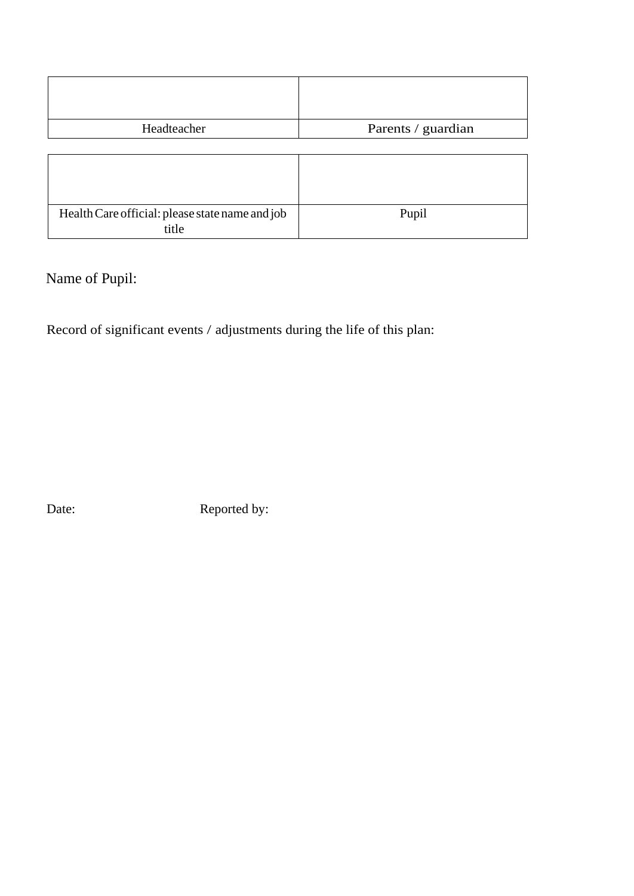| | |
|---|---|
| | |
| Headteacher | Parents / guardian |

| | |
|---|---|
| | |
| Health Care official: please state name and job title | Pupil |

Name of Pupil:

Record of significant events / adjustments during the life of this plan:

Date: Reported by: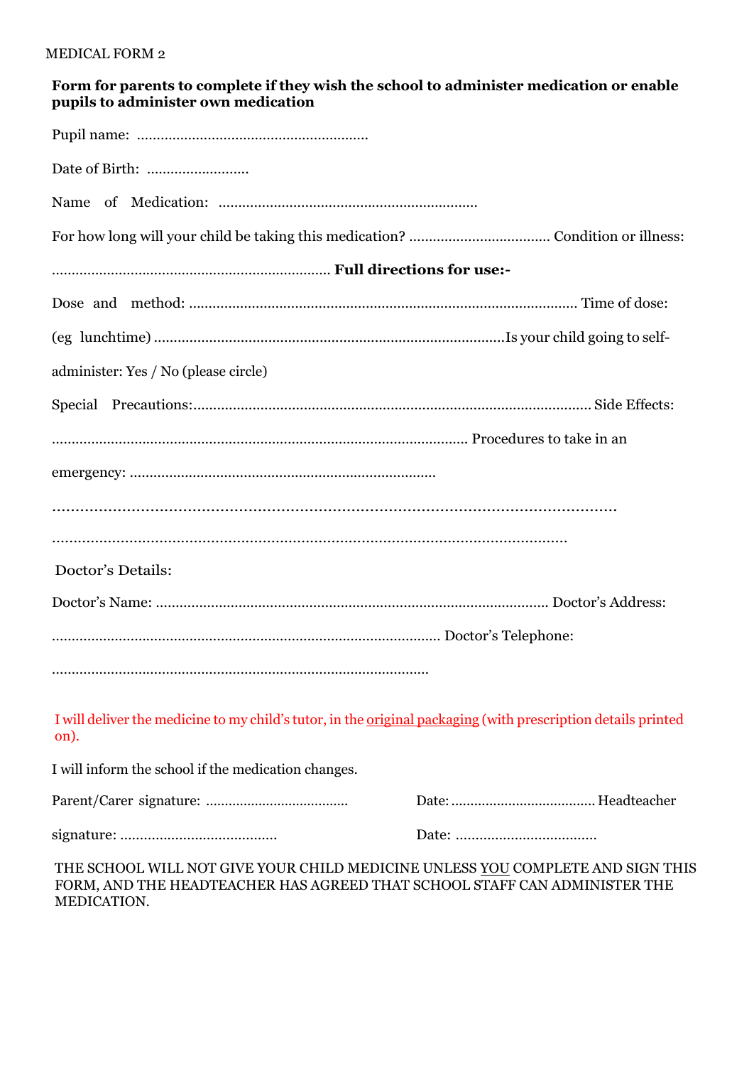MEDICAL FORM 2

**Form for parents to complete if they wish the school to administer medication or enable pupils to administer own medication**

Pupil name: ..........................................................

Date of Birth: ..........................

Name of Medication: .................................................................

For how long will your child be taking this medication? ................................... Condition or illness:

...................................................................... **Full directions for use:-**

Dose and method: .................................................................................................. Time of dose:

(eg lunchtime) ........................................................................................Is your child going to self-administer: Yes / No (please circle)

Special Precautions:..................................................................................................... Side Effects:

......................................................................................................... Procedures to take in an emergency: .............................................................................

...................................................................................................................

...................................................................................................................

Doctor's Details:

Doctor's Name: ................................................................................................... Doctor's Address:

.................................................................................................. Doctor's Telephone:

................................................................................................

I will deliver the medicine to my child's tutor, in the original packaging (with prescription details printed on).

I will inform the school if the medication changes.

Parent/Carer signature: ..................................... Date: ..................................... Headteacher signature: ....................................... Date: ....................................

THE SCHOOL WILL NOT GIVE YOUR CHILD MEDICINE UNLESS YOU COMPLETE AND SIGN THIS FORM, AND THE HEADTEACHER HAS AGREED THAT SCHOOL STAFF CAN ADMINISTER THE MEDICATION.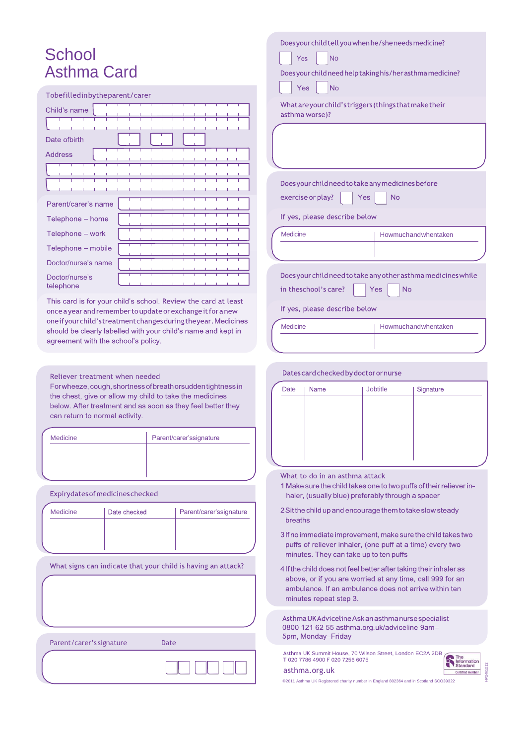# School Asthma Card

## To be filled in by the parent/carer

Child's name

Date of birth

Address

Parent/carer's name

Telephone – home

Telephone – work

Telephone – mobile

Doctor/nurse's name

Doctor/nurse's telephone

This card is for your child's school. Review the card at least once a year and remember to update or exchange it for a new one if your child's treatment changes during the year. Medicines should be clearly labelled with your child's name and kept in agreement with the school's policy.

## Reliever treatment when needed

For wheeze, cough, shortness of breath or sudden tightness in the chest, give or allow my child to take the medicines below. After treatment and as soon as they feel better they can return to normal activity.

| Medicine | Parent/carer's signature |
|---|---|
| | |

## Expiry dates of medicines checked

| Medicine | Date checked | Parent/carer's signature |
|---|---|---|
| | | |

## What signs can indicate that your child is having an attack?

Parent/carer's signature

Date

Does your child tell you when he/she needs medicine?

☐ Yes ☐ No

Does your child need help taking his/her asthma medicine?

☐ Yes ☐ No

What are your child's triggers (things that make their asthma worse)?

Does your child need to take any medicines before exercise or play? ☐ Yes ☐ No

If yes, please describe below

| Medicine | How much and when taken |
|---|---|
| | |

Does your child need to take any other asthma medicines while in the school's care? ☐ Yes ☐ No

If yes, please describe below

| Medicine | How much and when taken |
|---|---|
| | |

## Dates card checked by doctor or nurse

| Date | Name | Job title | Signature |
|---|---|---|---|
| | | | |

## What to do in an asthma attack

1 Make sure the child takes one to two puffs of their reliever inhaler, (usually blue) preferably through a spacer

2 Sit the child up and encourage them to take slow steady breaths

3 If no immediate improvement, make sure the child takes two puffs of reliever inhaler, (one puff at a time) every two minutes. They can take up to ten puffs

4 If the child does not feel better after taking their inhaler as above, or if you are worried at any time, call 999 for an ambulance. If an ambulance does not arrive within ten minutes repeat step 3.

**Asthma UK Adviceline** Ask an asthma nurse specialist
0800 121 62 55 asthma.org.uk/adviceline 9am–5pm, Monday–Friday

Asthma UK Summit House, 70 Wilson Street, London EC2A 2DB
T 020 7786 4900 F 020 7256 6075

asthma.org.uk

The Information Standard — Certified member

©2011 Asthma UK Registered charity number in England 802364 and in Scotland SC039322

HP2461212